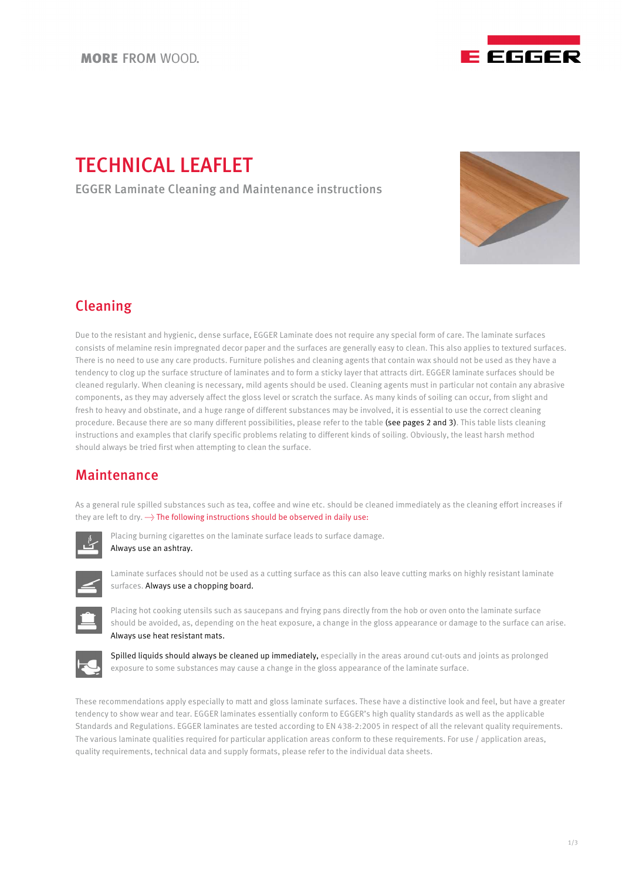MORE FROM WOOD.

EGGER

# TECHNICAL LEAFLET

EGGER Laminate Cleaning and Maintenance instructions

## Cleaning

Due to the resistant and hygienic, dense surface, EGGER Laminate does not require any special form of care. The laminate surfaces consists of melamine resin impregnated decor paper and the surfaces are generally easy to clean. This also applies to textured surfaces. There is no need to use any care products. Furniture polishes and cleaning agents that contain wax should not be used as they have a tendency to clog up the surface structure of laminates and to form a sticky layer that attracts dirt. EGGER laminate surfaces should be cleaned regularly. When cleaning is necessary, mild agents should be used. Cleaning agents must in particular not contain any abrasive components, as they may adversely affect the gloss level or scratch the surface. As many kinds of soiling can occur, from slight and fresh to heavy and obstinate, and a huge range of different substances may be involved, it is essential to use the correct cleaning procedure. Because there are so many different possibilities, please refer to the table (see pages 2 and 3). This table lists cleaning instructions and examples that clarify specific problems relating to different kinds of soiling. Obviously, the least harsh method should always be tried first when attempting to clean the surface.

## Maintenance

As a general rule spilled substances such as tea, coffee and wine etc. should be cleaned immediately as the cleaning effort increases if they are left to dry. The following instructions should be observed in daily use:

- Placing burning cigarettes on the laminate surface leads to surface damage. Always use an ashtray.
- Laminate surfaces should not be used as a cutting surface as this can also leave cutting marks on highly resistant laminate surfaces. Always use a chopping board.
- Placing hot cooking utensils such as saucepans and frying pans directly from the hob or oven onto the laminate surface should be avoided, as, depending on the heat exposure, a change in the gloss appearance or damage to the surface can arise. Always use heat resistant mats.
- Spilled liquids should always be cleaned up immediately, especially in the areas around cut-outs and joints as prolonged exposure to some substances may cause a change in the gloss appearance of the laminate surface.

These recommendations apply especially to matt and gloss laminate surfaces. These have a distinctive look and feel, but have a greater tendency to show wear and tear. EGGER laminates essentially conform to EGGER's high quality standards as well as the applicable Standards and Regulations. EGGER laminates are tested according to EN 438-2:2005 in respect of all the relevant quality requirements. The various laminate qualities required for particular application areas conform to these requirements. For use / application areas, quality requirements, technical data and supply formats, please refer to the individual data sheets.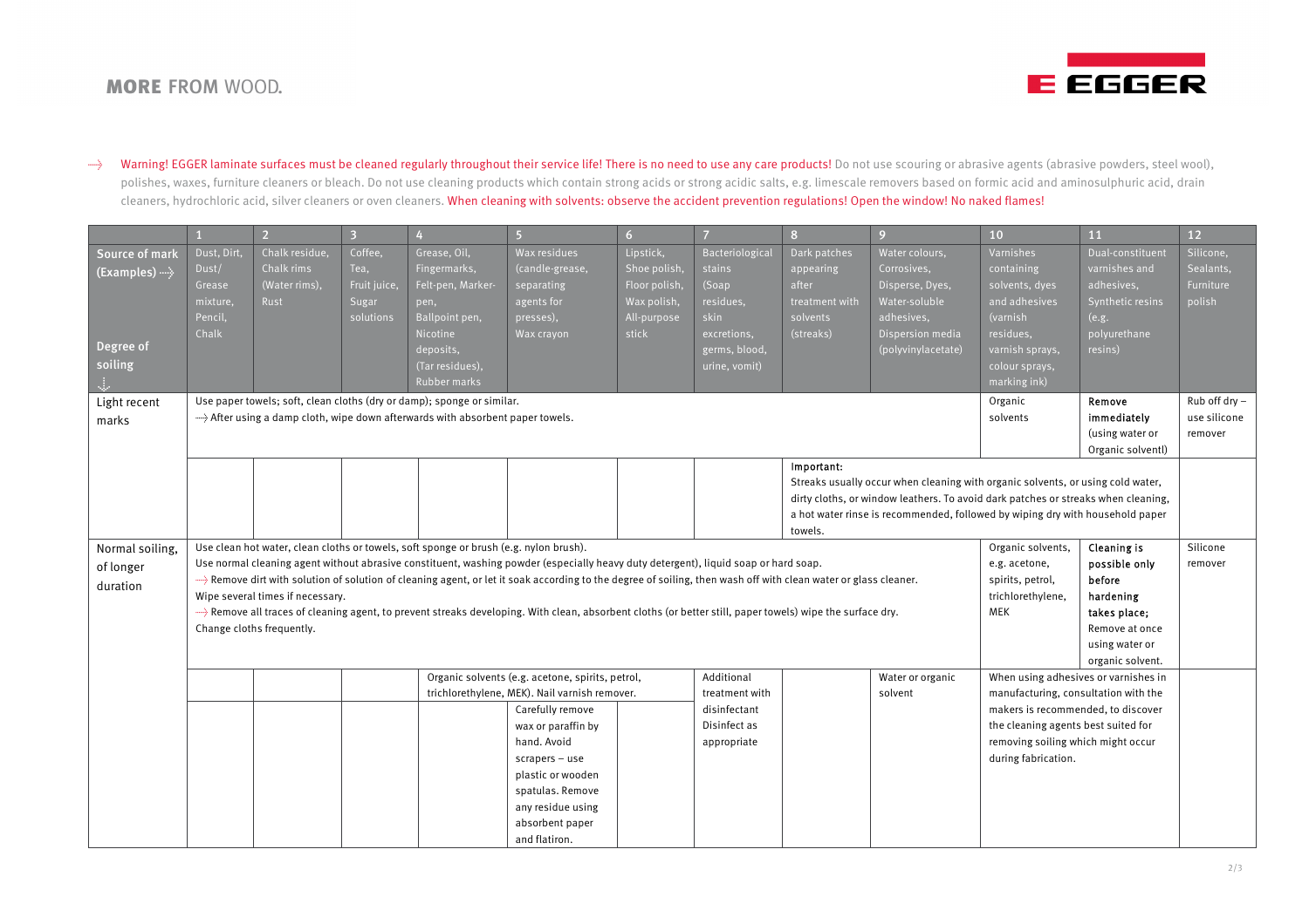Warning! EGGER laminate surfaces must be cleaned regularly throughout their service life! There is no need to use any care products! Do not use scouring or abrasive agents (abrasive powders, steel wool), polishes, waxes, furniture cleaners or bleach. Do not use cleaning products which contain strong acids or strong acidic salts, e.g. limescale removers based on formic acid and aminosulphuric acid, drain cleaners, hydrochloric acid, silver cleaners or oven cleaners. When cleaning with solvents: observe the accident prevention regulations! Open the window! No naked flames!

| Source of mark (Examples) → / Degree of soiling ↓ | 1 | 2 | 3 | 4 | 5 | 6 | 7 | 8 | 9 | 10 | 11 | 12 |
|---|---|---|---|---|---|---|---|---|---|---|---|---|
| | Dust, Dirt, Dust/ Grease mixture, Pencil, Chalk | Chalk residue, Chalk rims (Water rims), Rust | Coffee, Tea, Fruit juice, Sugar solutions | Grease, Oil, Fingermarks, Felt-pen, Marker-pen, Ballpoint pen, Nicotine deposits, (Tar residues), Rubber marks | Wax residues (candle-grease, separating agents for presses), Wax crayon | Lipstick, Shoe polish, Floor polish, Wax polish, All-purpose stick | Bacteriological stains (Soap residues, skin excretions, germs, blood, urine, vomit) | Dark patches appearing after treatment with solvents (streaks) | Water colours, Corrosives, Disperse, Dyes, Water-soluble adhesives, Dispersion media (polyvinylacetate) | Varnishes containing solvents, dyes and adhesives (varnish residues, varnish sprays, colour sprays, marking ink) | Dual-constituent varnishes and adhesives, Synthetic resins (e.g. polyurethane resins) | Silicone, Sealants, Furniture polish |
| Light recent marks | Use paper towels; soft, clean cloths (dry or damp); sponge or similar. → After using a damp cloth, wipe down afterwards with absorbent paper towels. | | | | | | | | | Organic solvents | Remove immediately (using water or Organic solvent!) | Rub off dry – use silicone remover |
| | | | | | | | | Important: Streaks usually occur when cleaning with organic solvents, or using cold water, dirty cloths, or window leathers. To avoid dark patches or streaks when cleaning, a hot water rinse is recommended, followed by wiping dry with household paper towels. | | | | |
| Normal soiling, of longer duration | Use clean hot water, clean cloths or towels, soft sponge or brush (e.g. nylon brush). Use normal cleaning agent without abrasive constituent, washing powder (especially heavy duty detergent), liquid soap or hard soap. → Remove dirt with solution of solution of cleaning agent, or let it soak according to the degree of soiling, then wash off with clean water or glass cleaner. Wipe several times if necessary. → Remove all traces of cleaning agent, to prevent streaks developing. With clean, absorbent cloths (or better still, paper towels) wipe the surface dry. Change cloths frequently. | | | | | | | | | Organic solvents, e.g. acetone, spirits, petrol, trichlorethylene, MEK | Cleaning is possible only before hardening takes place; Remove at once using water or organic solvent. | Silicone remover |
| | | | | Organic solvents (e.g. acetone, spirits, petrol, trichlorethylene, MEK). Nail varnish remover. | Carefully remove wax or paraffin by hand. Avoid scrapers – use plastic or wooden spatulas. Remove any residue using absorbent paper and flatiron. | | Additional treatment with disinfectant Disinfect as appropriate | | Water or organic solvent | When using adhesives or varnishes in manufacturing, consultation with the makers is recommended, to discover the cleaning agents best suited for removing soiling which might occur during fabrication. | | |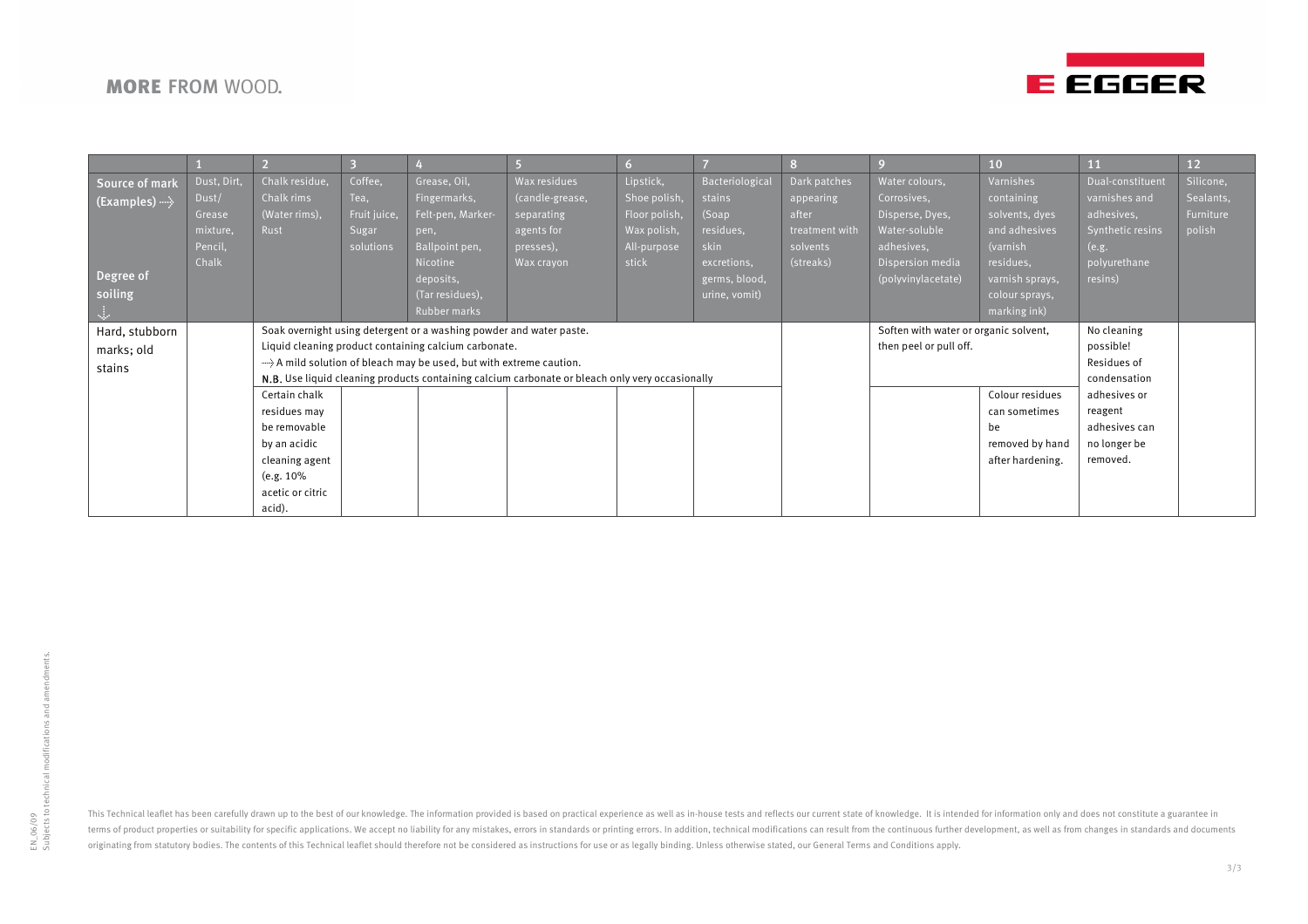| | 1 | 2 | 3 | 4 | 5 | 6 | 7 | 8 | 9 | 10 | 11 | 12 |
|---|---|---|---|---|---|---|---|---|---|---|---|---|
| **Source of mark (Examples) ⟶** **Degree of soiling ↓** | Dust, Dirt, Dust/ Grease mixture, Pencil, Chalk | Chalk residue, Chalk rims (Water rims), Rust | Coffee, Tea, Fruit juice, Sugar solutions | Grease, Oil, Fingermarks, Felt-pen, Marker-pen, Ballpoint pen, Nicotine deposits, (Tar residues), Rubber marks | Wax residues (candle-grease, separating agents for presses), Wax crayon | Lipstick, Shoe polish, Floor polish, Wax polish, All-purpose stick | Bacteriological stains (Soap residues, skin excretions, germs, blood, urine, vomit) | Dark patches appearing after treatment with solvents (streaks) | Water colours, Corrosives, Disperse, Dyes, Water-soluble adhesives, Dispersion media (polyvinylacetate) | Varnishes containing solvents, dyes and adhesives (varnish residues, varnish sprays, colour sprays, marking ink) | Dual-constituent varnishes and adhesives, Synthetic resins (e.g. polyurethane resins) | Silicone, Sealants, Furniture polish |
| Hard, stubborn marks; old stains | | Soak overnight using detergent or a washing powder and water paste. Liquid cleaning product containing calcium carbonate. ⟶ A mild solution of bleach may be used, but with extreme caution. **N.B.** Use liquid cleaning products containing calcium carbonate or bleach only very occasionally | | | | | | | Soften with water or organic solvent, then peel or pull off. | | No cleaning possible! Residues of condensation adhesives or reagent adhesives can no longer be removed. | |
| | | Certain chalk residues may be removable by an acidic cleaning agent (e.g. 10% acetic or citric acid). | | | | | | | | Colour residues can sometimes be removed by hand after hardening. | | |

This Technical leaflet has been carefully drawn up to the best of our knowledge. The information provided is based on practical experience as well as in-house tests and reflects our current state of knowledge. It is intended for information only and does not constitute a guarantee in terms of product properties or suitability for specific applications. We accept no liability for any mistakes, errors in standards or printing errors. In addition, technical modifications can result from the continuous further development, as well as from changes in standards and documents originating from statutory bodies. The contents of this Technical leaflet should therefore not be considered as instructions for use or as legally binding. Unless otherwise stated, our General Terms and Conditions apply.

EN_06/09
Subjects to technical modifications and amendments.